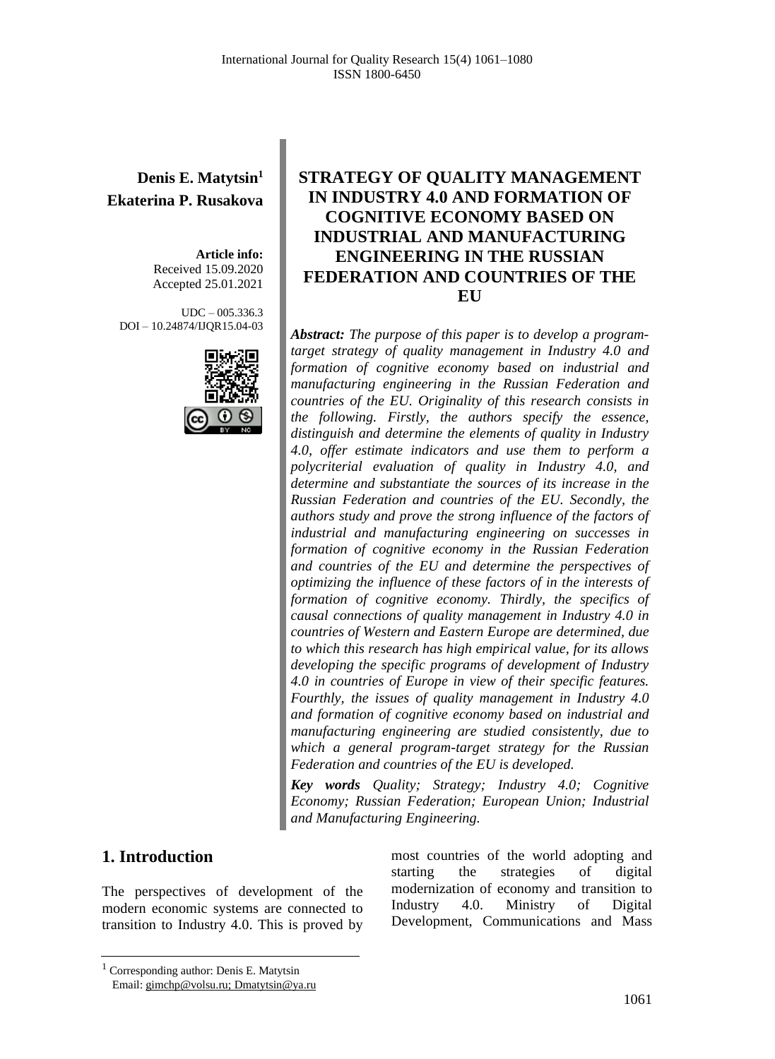**Denis E. Matytsin**[1]
**Ekaterina P. Rusakova**

**Article info:**
Received 15.09.2020
Accepted 25.01.2021

UDC – 005.336.3
DOI – 10.24874/IJQR15.04-03

# STRATEGY OF QUALITY MANAGEMENT IN INDUSTRY 4.0 AND FORMATION OF COGNITIVE ECONOMY BASED ON INDUSTRIAL AND MANUFACTURING ENGINEERING IN THE RUSSIAN FEDERATION AND COUNTRIES OF THE EU

***Abstract:*** *The purpose of this paper is to develop a program-target strategy of quality management in Industry 4.0 and formation of cognitive economy based on industrial and manufacturing engineering in the Russian Federation and countries of the EU. Originality of this research consists in the following. Firstly, the authors specify the essence, distinguish and determine the elements of quality in Industry 4.0, offer estimate indicators and use them to perform a polycriterial evaluation of quality in Industry 4.0, and determine and substantiate the sources of its increase in the Russian Federation and countries of the EU. Secondly, the authors study and prove the strong influence of the factors of industrial and manufacturing engineering on successes in formation of cognitive economy in the Russian Federation and countries of the EU and determine the perspectives of optimizing the influence of these factors of in the interests of formation of cognitive economy. Thirdly, the specifics of causal connections of quality management in Industry 4.0 in countries of Western and Eastern Europe are determined, due to which this research has high empirical value, for its allows developing the specific programs of development of Industry 4.0 in countries of Europe in view of their specific features. Fourthly, the issues of quality management in Industry 4.0 and formation of cognitive economy based on industrial and manufacturing engineering are studied consistently, due to which a general program-target strategy for the Russian Federation and countries of the EU is developed.*

***Key words*** *Quality; Strategy; Industry 4.0; Cognitive Economy; Russian Federation; European Union; Industrial and Manufacturing Engineering.*

## 1. Introduction

The perspectives of development of the modern economic systems are connected to transition to Industry 4.0. This is proved by most countries of the world adopting and starting the strategies of digital modernization of economy and transition to Industry 4.0. Ministry of Digital Development, Communications and Mass

---

[1] Corresponding author: Denis E. Matytsin
Email: gimchp@volsu.ru; Dmatytsin@ya.ru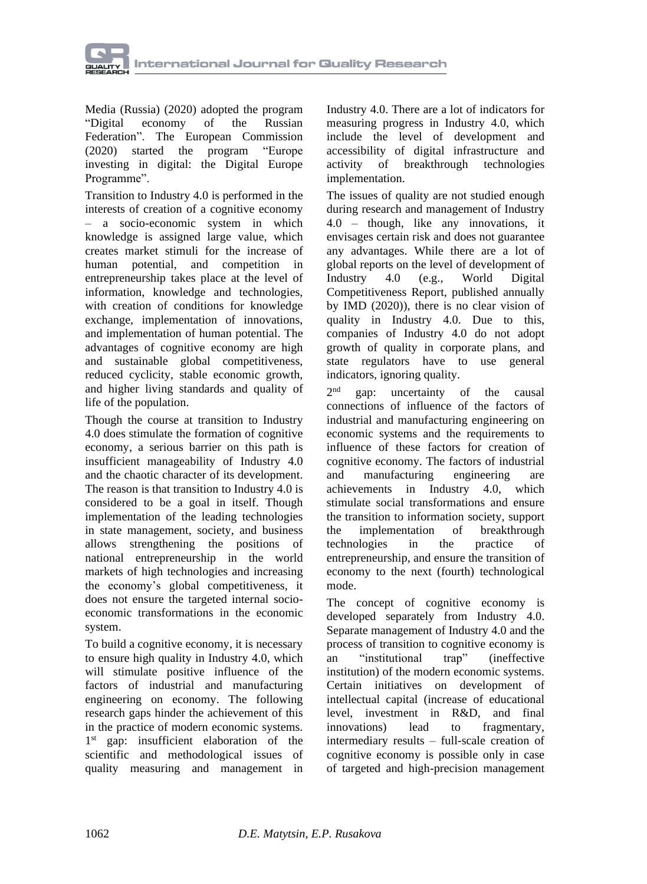Media (Russia) (2020) adopted the program "Digital economy of the Russian Federation". The European Commission (2020) started the program "Europe investing in digital: the Digital Europe Programme".

Transition to Industry 4.0 is performed in the interests of creation of a cognitive economy – a socio-economic system in which knowledge is assigned large value, which creates market stimuli for the increase of human potential, and competition in entrepreneurship takes place at the level of information, knowledge and technologies, with creation of conditions for knowledge exchange, implementation of innovations, and implementation of human potential. The advantages of cognitive economy are high and sustainable global competitiveness, reduced cyclicity, stable economic growth, and higher living standards and quality of life of the population.

Though the course at transition to Industry 4.0 does stimulate the formation of cognitive economy, a serious barrier on this path is insufficient manageability of Industry 4.0 and the chaotic character of its development. The reason is that transition to Industry 4.0 is considered to be a goal in itself. Though implementation of the leading technologies in state management, society, and business allows strengthening the positions of national entrepreneurship in the world markets of high technologies and increasing the economy's global competitiveness, it does not ensure the targeted internal socio-economic transformations in the economic system.

To build a cognitive economy, it is necessary to ensure high quality in Industry 4.0, which will stimulate positive influence of the factors of industrial and manufacturing engineering on economy. The following research gaps hinder the achievement of this in the practice of modern economic systems. 1st gap: insufficient elaboration of the scientific and methodological issues of quality measuring and management in Industry 4.0. There are a lot of indicators for measuring progress in Industry 4.0, which include the level of development and accessibility of digital infrastructure and activity of breakthrough technologies implementation.

The issues of quality are not studied enough during research and management of Industry 4.0 – though, like any innovations, it envisages certain risk and does not guarantee any advantages. While there are a lot of global reports on the level of development of Industry 4.0 (e.g., World Digital Competitiveness Report, published annually by IMD (2020)), there is no clear vision of quality in Industry 4.0. Due to this, companies of Industry 4.0 do not adopt growth of quality in corporate plans, and state regulators have to use general indicators, ignoring quality.

2nd gap: uncertainty of the causal connections of influence of the factors of industrial and manufacturing engineering on economic systems and the requirements to influence of these factors for creation of cognitive economy. The factors of industrial and manufacturing engineering are achievements in Industry 4.0, which stimulate social transformations and ensure the transition to information society, support the implementation of breakthrough technologies in the practice of entrepreneurship, and ensure the transition of economy to the next (fourth) technological mode.

The concept of cognitive economy is developed separately from Industry 4.0. Separate management of Industry 4.0 and the process of transition to cognitive economy is an "institutional trap" (ineffective institution) of the modern economic systems. Certain initiatives on development of intellectual capital (increase of educational level, investment in R&D, and final innovations) lead to fragmentary, intermediary results – full-scale creation of cognitive economy is possible only in case of targeted and high-precision management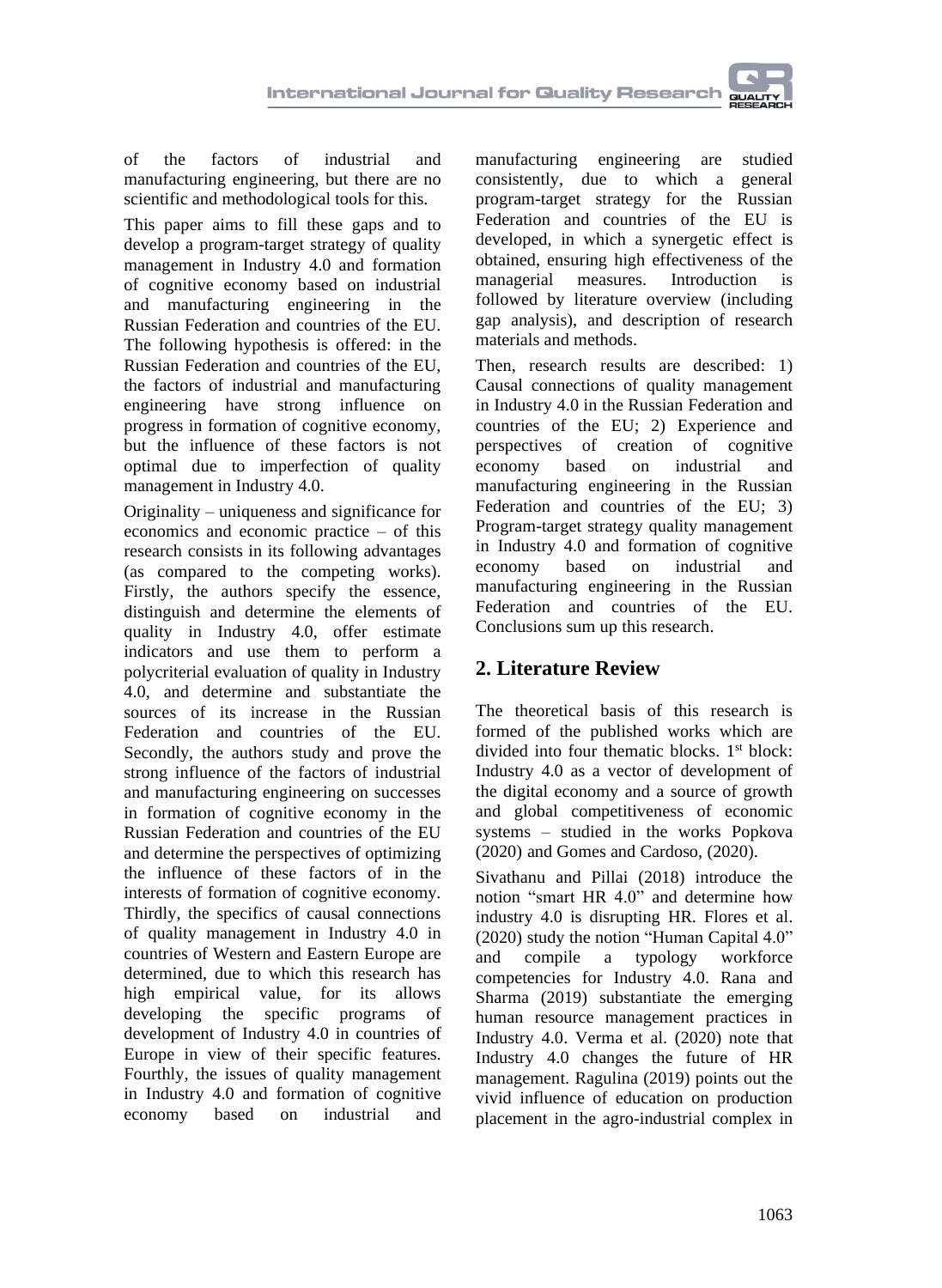of the factors of industrial and manufacturing engineering, but there are no scientific and methodological tools for this.

This paper aims to fill these gaps and to develop a program-target strategy of quality management in Industry 4.0 and formation of cognitive economy based on industrial and manufacturing engineering in the Russian Federation and countries of the EU. The following hypothesis is offered: in the Russian Federation and countries of the EU, the factors of industrial and manufacturing engineering have strong influence on progress in formation of cognitive economy, but the influence of these factors is not optimal due to imperfection of quality management in Industry 4.0.

Originality – uniqueness and significance for economics and economic practice – of this research consists in its following advantages (as compared to the competing works). Firstly, the authors specify the essence, distinguish and determine the elements of quality in Industry 4.0, offer estimate indicators and use them to perform a polycriterial evaluation of quality in Industry 4.0, and determine and substantiate the sources of its increase in the Russian Federation and countries of the EU. Secondly, the authors study and prove the strong influence of the factors of industrial and manufacturing engineering on successes in formation of cognitive economy in the Russian Federation and countries of the EU and determine the perspectives of optimizing the influence of these factors of in the interests of formation of cognitive economy. Thirdly, the specifics of causal connections of quality management in Industry 4.0 in countries of Western and Eastern Europe are determined, due to which this research has high empirical value, for its allows developing the specific programs of development of Industry 4.0 in countries of Europe in view of their specific features. Fourthly, the issues of quality management in Industry 4.0 and formation of cognitive economy based on industrial and manufacturing engineering are studied consistently, due to which a general program-target strategy for the Russian Federation and countries of the EU is developed, in which a synergetic effect is obtained, ensuring high effectiveness of the managerial measures. Introduction is followed by literature overview (including gap analysis), and description of research materials and methods.

Then, research results are described: 1) Causal connections of quality management in Industry 4.0 in the Russian Federation and countries of the EU; 2) Experience and perspectives of creation of cognitive economy based on industrial and manufacturing engineering in the Russian Federation and countries of the EU; 3) Program-target strategy quality management in Industry 4.0 and formation of cognitive economy based on industrial and manufacturing engineering in the Russian Federation and countries of the EU. Conclusions sum up this research.

## 2. Literature Review

The theoretical basis of this research is formed of the published works which are divided into four thematic blocks. 1st block: Industry 4.0 as a vector of development of the digital economy and a source of growth and global competitiveness of economic systems – studied in the works Popkova (2020) and Gomes and Cardoso, (2020).

Sivathanu and Pillai (2018) introduce the notion "smart HR 4.0" and determine how industry 4.0 is disrupting HR. Flores et al. (2020) study the notion "Human Capital 4.0" and compile a typology workforce competencies for Industry 4.0. Rana and Sharma (2019) substantiate the emerging human resource management practices in Industry 4.0. Verma et al. (2020) note that Industry 4.0 changes the future of HR management. Ragulina (2019) points out the vivid influence of education on production placement in the agro-industrial complex in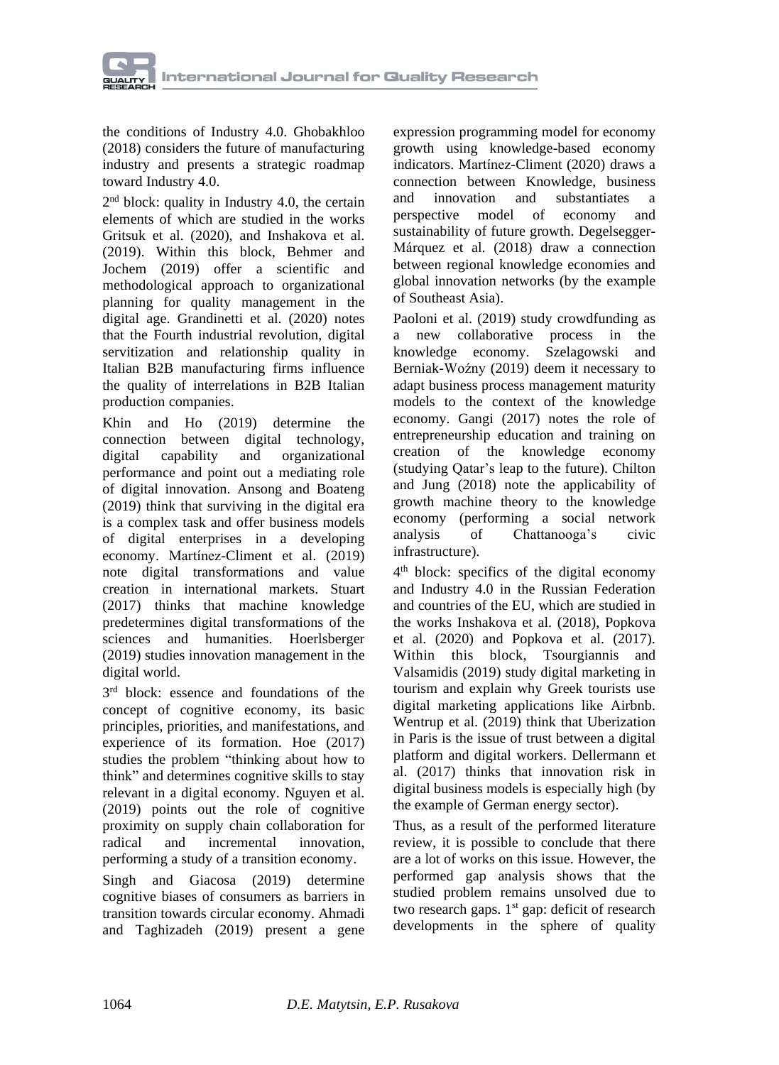the conditions of Industry 4.0. Ghobakhloo (2018) considers the future of manufacturing industry and presents a strategic roadmap toward Industry 4.0.

2nd block: quality in Industry 4.0, the certain elements of which are studied in the works Gritsuk et al. (2020), and Inshakova et al. (2019). Within this block, Behmer and Jochem (2019) offer a scientific and methodological approach to organizational planning for quality management in the digital age. Grandinetti et al. (2020) notes that the Fourth industrial revolution, digital servitization and relationship quality in Italian B2B manufacturing firms influence the quality of interrelations in B2B Italian production companies.

Khin and Ho (2019) determine the connection between digital technology, digital capability and organizational performance and point out a mediating role of digital innovation. Ansong and Boateng (2019) think that surviving in the digital era is a complex task and offer business models of digital enterprises in a developing economy. Martínez-Climent et al. (2019) note digital transformations and value creation in international markets. Stuart (2017) thinks that machine knowledge predetermines digital transformations of the sciences and humanities. Hoerlsberger (2019) studies innovation management in the digital world.

3rd block: essence and foundations of the concept of cognitive economy, its basic principles, priorities, and manifestations, and experience of its formation. Hoe (2017) studies the problem "thinking about how to think" and determines cognitive skills to stay relevant in a digital economy. Nguyen et al. (2019) points out the role of cognitive proximity on supply chain collaboration for radical and incremental innovation, performing a study of a transition economy.

Singh and Giacosa (2019) determine cognitive biases of consumers as barriers in transition towards circular economy. Ahmadi and Taghizadeh (2019) present a gene expression programming model for economy growth using knowledge-based economy indicators. Martínez-Climent (2020) draws a connection between Knowledge, business and innovation and substantiates a perspective model of economy and sustainability of future growth. Degelsegger-Márquez et al. (2018) draw a connection between regional knowledge economies and global innovation networks (by the example of Southeast Asia).

Paoloni et al. (2019) study crowdfunding as a new collaborative process in the knowledge economy. Szelagowski and Berniak-Woźny (2019) deem it necessary to adapt business process management maturity models to the context of the knowledge economy. Gangi (2017) notes the role of entrepreneurship education and training on creation of the knowledge economy (studying Qatar's leap to the future). Chilton and Jung (2018) note the applicability of growth machine theory to the knowledge economy (performing a social network analysis of Chattanooga's civic infrastructure).

4th block: specifics of the digital economy and Industry 4.0 in the Russian Federation and countries of the EU, which are studied in the works Inshakova et al. (2018), Popkova et al. (2020) and Popkova et al. (2017). Within this block, Tsourgiannis and Valsamidis (2019) study digital marketing in tourism and explain why Greek tourists use digital marketing applications like Airbnb. Wentrup et al. (2019) think that Uberization in Paris is the issue of trust between a digital platform and digital workers. Dellermann et al. (2017) thinks that innovation risk in digital business models is especially high (by the example of German energy sector).

Thus, as a result of the performed literature review, it is possible to conclude that there are a lot of works on this issue. However, the performed gap analysis shows that the studied problem remains unsolved due to two research gaps. 1st gap: deficit of research developments in the sphere of quality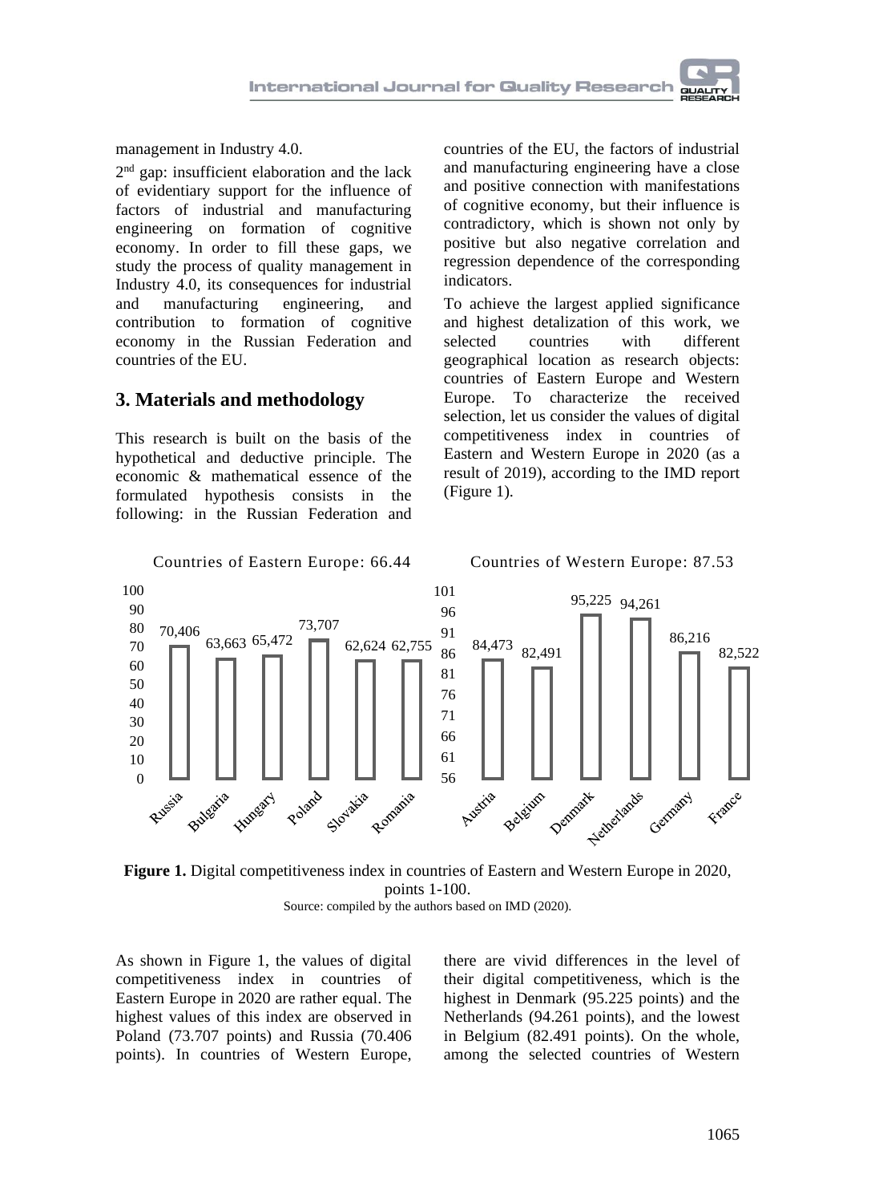management in Industry 4.0.

2nd gap: insufficient elaboration and the lack of evidentiary support for the influence of factors of industrial and manufacturing engineering on formation of cognitive economy. In order to fill these gaps, we study the process of quality management in Industry 4.0, its consequences for industrial and manufacturing engineering, and contribution to formation of cognitive economy in the Russian Federation and countries of the EU.

## 3. Materials and methodology

This research is built on the basis of the hypothetical and deductive principle. The economic & mathematical essence of the formulated hypothesis consists in the following: in the Russian Federation and countries of the EU, the factors of industrial and manufacturing engineering have a close and positive connection with manifestations of cognitive economy, but their influence is contradictory, which is shown not only by positive but also negative correlation and regression dependence of the corresponding indicators.

To achieve the largest applied significance and highest detalization of this work, we selected countries with different geographical location as research objects: countries of Eastern Europe and Western Europe. To characterize the received selection, let us consider the values of digital competitiveness index in countries of Eastern and Western Europe in 2020 (as a result of 2019), according to the IMD report (Figure 1).

Countries of Eastern Europe: 66.44

| Country | Value |
|---|---|
| Russia | 70,406 |
| Bulgaria | 63,663 |
| Hungary | 65,472 |
| Poland | 73,707 |
| Slovakia | 62,624 |
| Romania | 62,755 |

Countries of Western Europe: 87.53

| Country | Value |
|---|---|
| Austria | 84,473 |
| Belgium | 82,491 |
| Denmark | 95,225 |
| Netherlands | 94,261 |
| Germany | 86,216 |
| France | 82,522 |

**Figure 1.** Digital competitiveness index in countries of Eastern and Western Europe in 2020, points 1-100.

Source: compiled by the authors based on IMD (2020).

As shown in Figure 1, the values of digital competitiveness index in countries of Eastern Europe in 2020 are rather equal. The highest values of this index are observed in Poland (73.707 points) and Russia (70.406 points). In countries of Western Europe, there are vivid differences in the level of their digital competitiveness, which is the highest in Denmark (95.225 points) and the Netherlands (94.261 points), and the lowest in Belgium (82.491 points). On the whole, among the selected countries of Western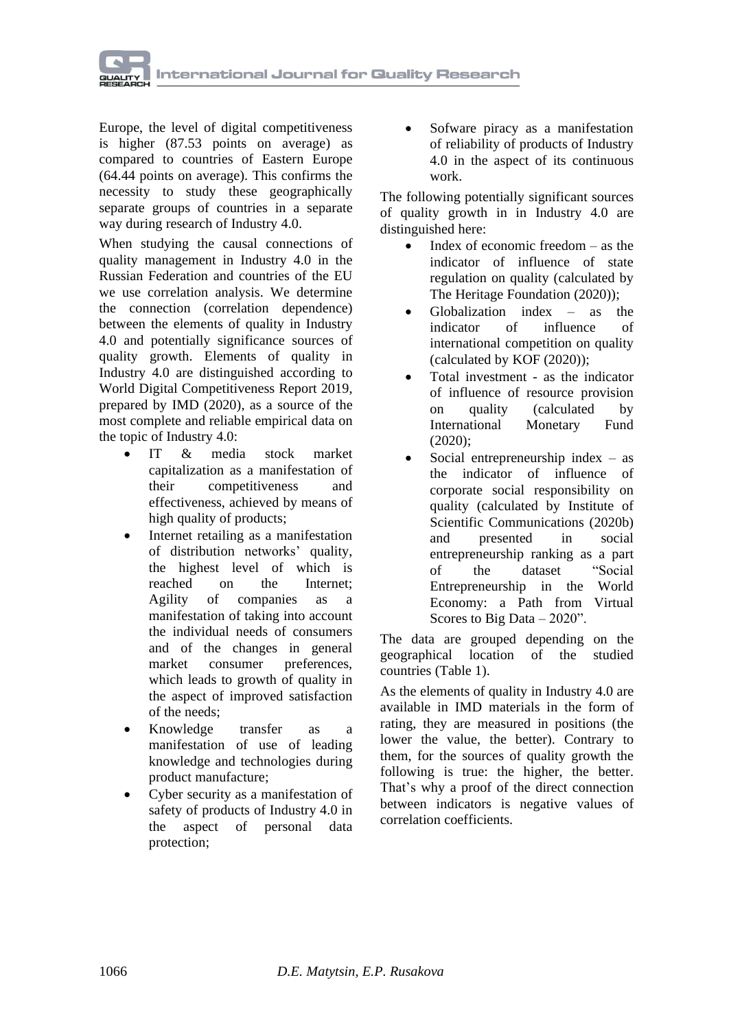Europe, the level of digital competitiveness is higher (87.53 points on average) as compared to countries of Eastern Europe (64.44 points on average). This confirms the necessity to study these geographically separate groups of countries in a separate way during research of Industry 4.0.

When studying the causal connections of quality management in Industry 4.0 in the Russian Federation and countries of the EU we use correlation analysis. We determine the connection (correlation dependence) between the elements of quality in Industry 4.0 and potentially significance sources of quality growth. Elements of quality in Industry 4.0 are distinguished according to World Digital Competitiveness Report 2019, prepared by IMD (2020), as a source of the most complete and reliable empirical data on the topic of Industry 4.0:

- IT & media stock market capitalization as a manifestation of their competitiveness and effectiveness, achieved by means of high quality of products;
- Internet retailing as a manifestation of distribution networks' quality, the highest level of which is reached on the Internet; Agility of companies as a manifestation of taking into account the individual needs of consumers and of the changes in general market consumer preferences, which leads to growth of quality in the aspect of improved satisfaction of the needs;
- Knowledge transfer as a manifestation of use of leading knowledge and technologies during product manufacture;
- Cyber security as a manifestation of safety of products of Industry 4.0 in the aspect of personal data protection;
- Sofware piracy as a manifestation of reliability of products of Industry 4.0 in the aspect of its continuous work.

The following potentially significant sources of quality growth in in Industry 4.0 are distinguished here:

- Index of economic freedom – as the indicator of influence of state regulation on quality (calculated by The Heritage Foundation (2020));
- Globalization index – as the indicator of influence of international competition on quality (calculated by KOF (2020));
- Total investment - as the indicator of influence of resource provision on quality (calculated by International Monetary Fund (2020);
- Social entrepreneurship index – as the indicator of influence of corporate social responsibility on quality (calculated by Institute of Scientific Communications (2020b) and presented in social entrepreneurship ranking as a part of the dataset "Social Entrepreneurship in the World Economy: a Path from Virtual Scores to Big Data – 2020".

The data are grouped depending on the geographical location of the studied countries (Table 1).

As the elements of quality in Industry 4.0 are available in IMD materials in the form of rating, they are measured in positions (the lower the value, the better). Contrary to them, for the sources of quality growth the following is true: the higher, the better. That's why a proof of the direct connection between indicators is negative values of correlation coefficients.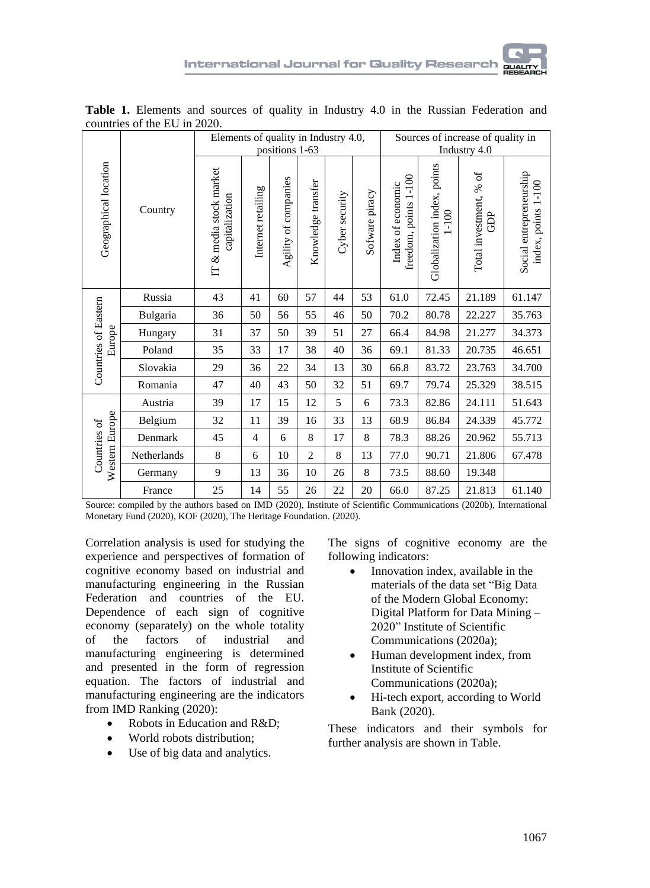**Table 1.** Elements and sources of quality in Industry 4.0 in the Russian Federation and countries of the EU in 2020.

| Geographical location | Country | Elements of quality in Industry 4.0, positions 1-63 | | | | | | Sources of increase of quality in Industry 4.0 | | | |
|---|---|---|---|---|---|---|---|---|---|---|---|
| | | IT & media stock market capitalization | Internet retailing | Agility of companies | Knowledge transfer | Cyber security | Sofware piracy | Index of economic freedom, points 1-100 | Globalization index, points 1-100 | Total investment, % of GDP | Social entrepreneurship index, points 1-100 |
| | Russia | 43 | 41 | 60 | 57 | 44 | 53 | 61.0 | 72.45 | 21.189 | 61.147 |
| Countries of Eastern Europe | Bulgaria | 36 | 50 | 56 | 55 | 46 | 50 | 70.2 | 80.78 | 22.227 | 35.763 |
| | Hungary | 31 | 37 | 50 | 39 | 51 | 27 | 66.4 | 84.98 | 21.277 | 34.373 |
| | Poland | 35 | 33 | 17 | 38 | 40 | 36 | 69.1 | 81.33 | 20.735 | 46.651 |
| | Slovakia | 29 | 36 | 22 | 34 | 13 | 30 | 66.8 | 83.72 | 23.763 | 34.700 |
| | Romania | 47 | 40 | 43 | 50 | 32 | 51 | 69.7 | 79.74 | 25.329 | 38.515 |
| Countries of Western Europe | Austria | 39 | 17 | 15 | 12 | 5 | 6 | 73.3 | 82.86 | 24.111 | 51.643 |
| | Belgium | 32 | 11 | 39 | 16 | 33 | 13 | 68.9 | 86.84 | 24.339 | 45.772 |
| | Denmark | 45 | 4 | 6 | 8 | 17 | 8 | 78.3 | 88.26 | 20.962 | 55.713 |
| | Netherlands | 8 | 6 | 10 | 2 | 8 | 13 | 77.0 | 90.71 | 21.806 | 67.478 |
| | Germany | 9 | 13 | 36 | 10 | 26 | 8 | 73.5 | 88.60 | 19.348 | |
| | France | 25 | 14 | 55 | 26 | 22 | 20 | 66.0 | 87.25 | 21.813 | 61.140 |

Source: compiled by the authors based on IMD (2020), Institute of Scientific Communications (2020b), International Monetary Fund (2020), KOF (2020), The Heritage Foundation. (2020).

Correlation analysis is used for studying the experience and perspectives of formation of cognitive economy based on industrial and manufacturing engineering in the Russian Federation and countries of the EU. Dependence of each sign of cognitive economy (separately) on the whole totality of the factors of industrial and manufacturing engineering is determined and presented in the form of regression equation. The factors of industrial and manufacturing engineering are the indicators from IMD Ranking (2020):

- Robots in Education and R&D;
- World robots distribution;
- Use of big data and analytics.

The signs of cognitive economy are the following indicators:

- Innovation index, available in the materials of the data set "Big Data of the Modern Global Economy: Digital Platform for Data Mining – 2020" Institute of Scientific Communications (2020a);
- Human development index, from Institute of Scientific Communications (2020a);
- Hi-tech export, according to World Bank (2020).

These indicators and their symbols for further analysis are shown in Table.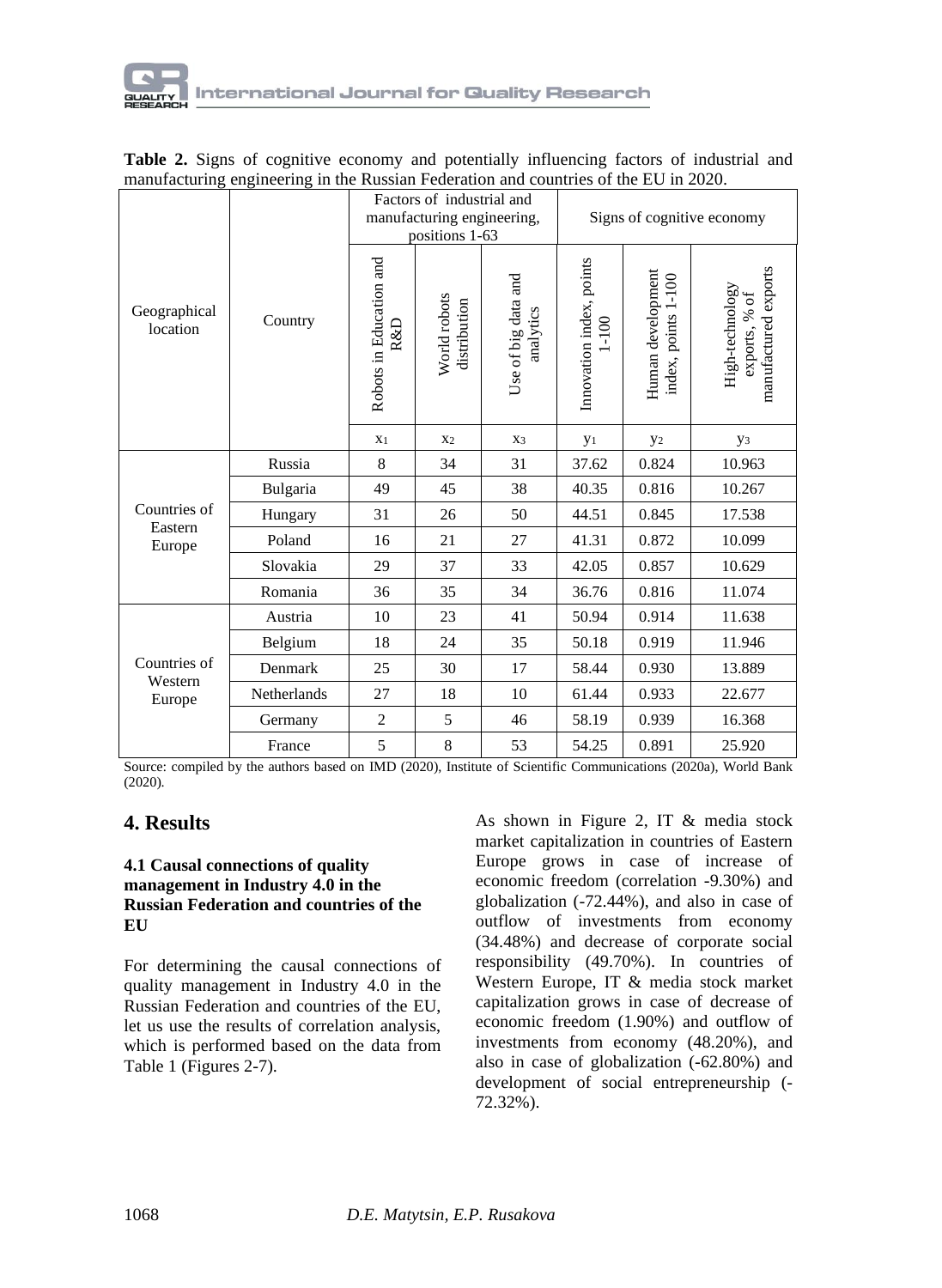**Table 2.** Signs of cognitive economy and potentially influencing factors of industrial and manufacturing engineering in the Russian Federation and countries of the EU in 2020.

| Geographical location | Country | Factors of industrial and manufacturing engineering, positions 1-63 | | | Signs of cognitive economy | | |
|---|---|---|---|---|---|---|---|
| | | Robots in Education and R&D | World robots distribution | Use of big data and analytics | Innovation index, points 1-100 | Human development index, points 1-100 | High-technology exports, % of manufactured exports |
| | | $x_1$ | $x_2$ | $x_3$ | $y_1$ | $y_2$ | $y_3$ |
| Countries of Eastern Europe | Russia | 8 | 34 | 31 | 37.62 | 0.824 | 10.963 |
| | Bulgaria | 49 | 45 | 38 | 40.35 | 0.816 | 10.267 |
| | Hungary | 31 | 26 | 50 | 44.51 | 0.845 | 17.538 |
| | Poland | 16 | 21 | 27 | 41.31 | 0.872 | 10.099 |
| | Slovakia | 29 | 37 | 33 | 42.05 | 0.857 | 10.629 |
| | Romania | 36 | 35 | 34 | 36.76 | 0.816 | 11.074 |
| Countries of Western Europe | Austria | 10 | 23 | 41 | 50.94 | 0.914 | 11.638 |
| | Belgium | 18 | 24 | 35 | 50.18 | 0.919 | 11.946 |
| | Denmark | 25 | 30 | 17 | 58.44 | 0.930 | 13.889 |
| | Netherlands | 27 | 18 | 10 | 61.44 | 0.933 | 22.677 |
| | Germany | 2 | 5 | 46 | 58.19 | 0.939 | 16.368 |
| | France | 5 | 8 | 53 | 54.25 | 0.891 | 25.920 |

Source: compiled by the authors based on IMD (2020), Institute of Scientific Communications (2020a), World Bank (2020).

## 4. Results

### 4.1 Causal connections of quality management in Industry 4.0 in the Russian Federation and countries of the EU

For determining the causal connections of quality management in Industry 4.0 in the Russian Federation and countries of the EU, let us use the results of correlation analysis, which is performed based on the data from Table 1 (Figures 2-7).

As shown in Figure 2, IT & media stock market capitalization in countries of Eastern Europe grows in case of increase of economic freedom (correlation -9.30%) and globalization (-72.44%), and also in case of outflow of investments from economy (34.48%) and decrease of corporate social responsibility (49.70%). In countries of Western Europe, IT & media stock market capitalization grows in case of decrease of economic freedom (1.90%) and outflow of investments from economy (48.20%), and also in case of globalization (-62.80%) and development of social entrepreneurship (-72.32%).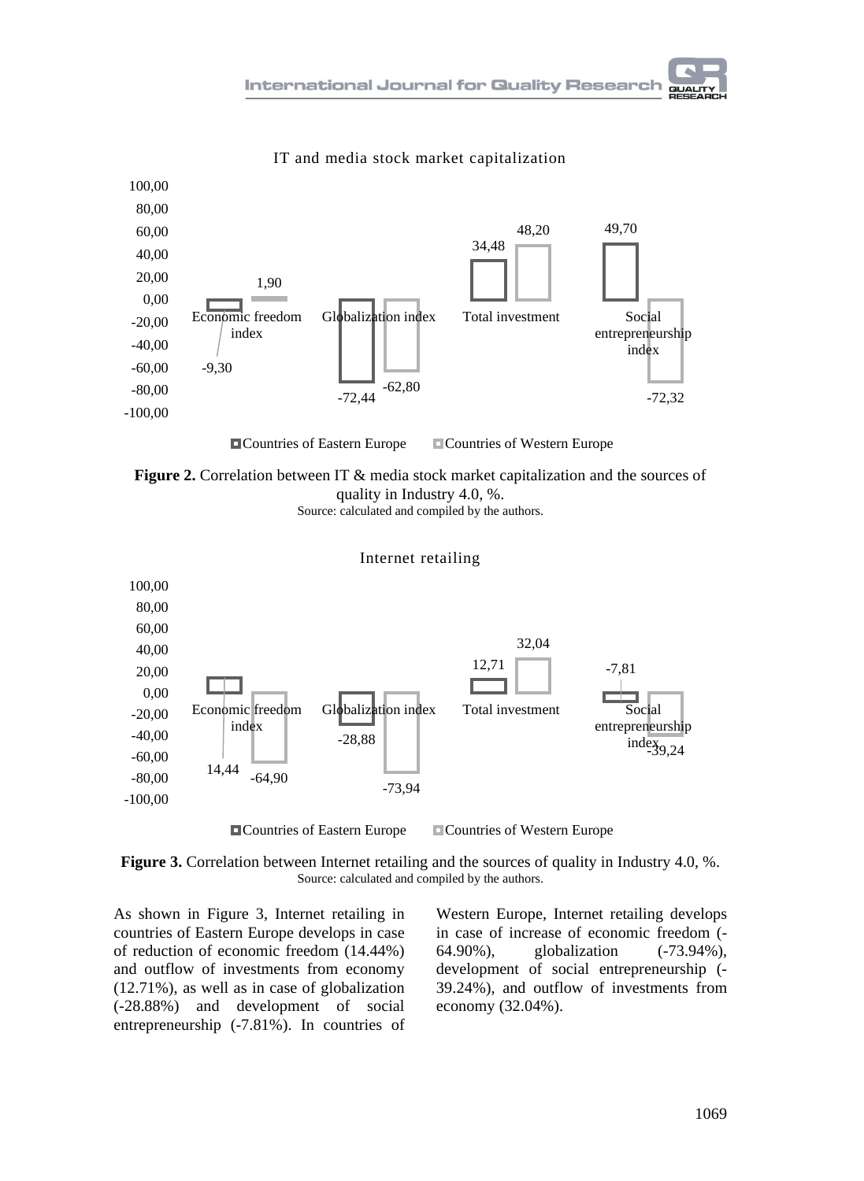IT and media stock market capitalization

| | Economic freedom index | Globalization index | Total investment | Social entrepreneurship index |
|---|---|---|---|---|
| Countries of Eastern Europe | -9,30 | -72,44 | 34,48 | 49,70 |
| Countries of Western Europe | 1,90 | -62,80 | 48,20 | -72,32 |

**Figure 2.** Correlation between IT & media stock market capitalization and the sources of quality in Industry 4.0, %.
Source: calculated and compiled by the authors.

Internet retailing

| | Economic freedom index | Globalization index | Total investment | Social entrepreneurship index |
|---|---|---|---|---|
| Countries of Eastern Europe | 14,44 | -28,88 | 12,71 | -7,81 |
| Countries of Western Europe | -64,90 | -73,94 | 32,04 | -39,24 |

**Figure 3.** Correlation between Internet retailing and the sources of quality in Industry 4.0, %.
Source: calculated and compiled by the authors.

As shown in Figure 3, Internet retailing in countries of Eastern Europe develops in case of reduction of economic freedom (14.44%) and outflow of investments from economy (12.71%), as well as in case of globalization (-28.88%) and development of social entrepreneurship (-7.81%). In countries of Western Europe, Internet retailing develops in case of increase of economic freedom (-64.90%), globalization (-73.94%), development of social entrepreneurship (-39.24%), and outflow of investments from economy (32.04%).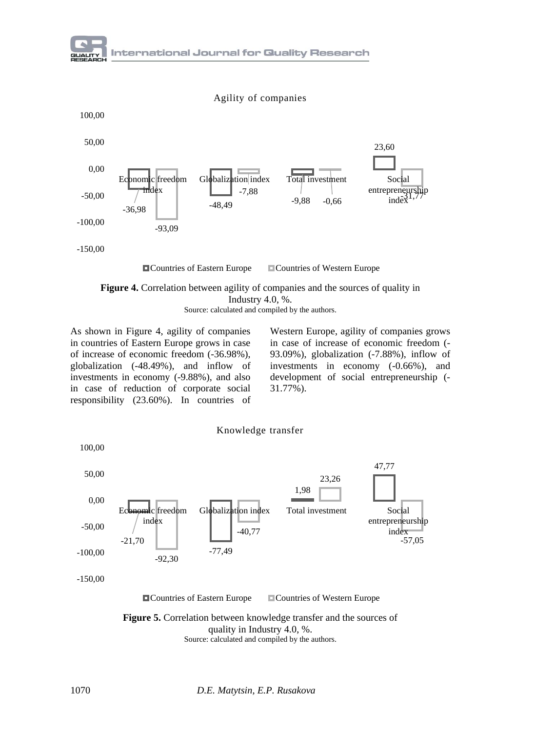Agility of companies

| | Countries of Eastern Europe | Countries of Western Europe |
|---|---|---|
| Economic freedom index | -36,98 | -93,09 |
| Globalization index | -48,49 | -7,88 |
| Total investment | -9,88 | -0,66 |
| Social entrepreneurship index | 23,60 | -31,77 |

**Figure 4.** Correlation between agility of companies and the sources of quality in Industry 4.0, %.
Source: calculated and compiled by the authors.

As shown in Figure 4, agility of companies in countries of Eastern Europe grows in case of increase of economic freedom (-36.98%), globalization (-48.49%), and inflow of investments in economy (-9.88%), and also in case of reduction of corporate social responsibility (23.60%). In countries of Western Europe, agility of companies grows in case of increase of economic freedom (-93.09%), globalization (-7.88%), inflow of investments in economy (-0.66%), and development of social entrepreneurship (-31.77%).

Knowledge transfer

| | Countries of Eastern Europe | Countries of Western Europe |
|---|---|---|
| Economic freedom index | -21,70 | -92,30 |
| Globalization index | -77,49 | -40,77 |
| Total investment | 1,98 | 23,26 |
| Social entrepreneurship index | 47,77 | -57,05 |

**Figure 5.** Correlation between knowledge transfer and the sources of quality in Industry 4.0, %.
Source: calculated and compiled by the authors.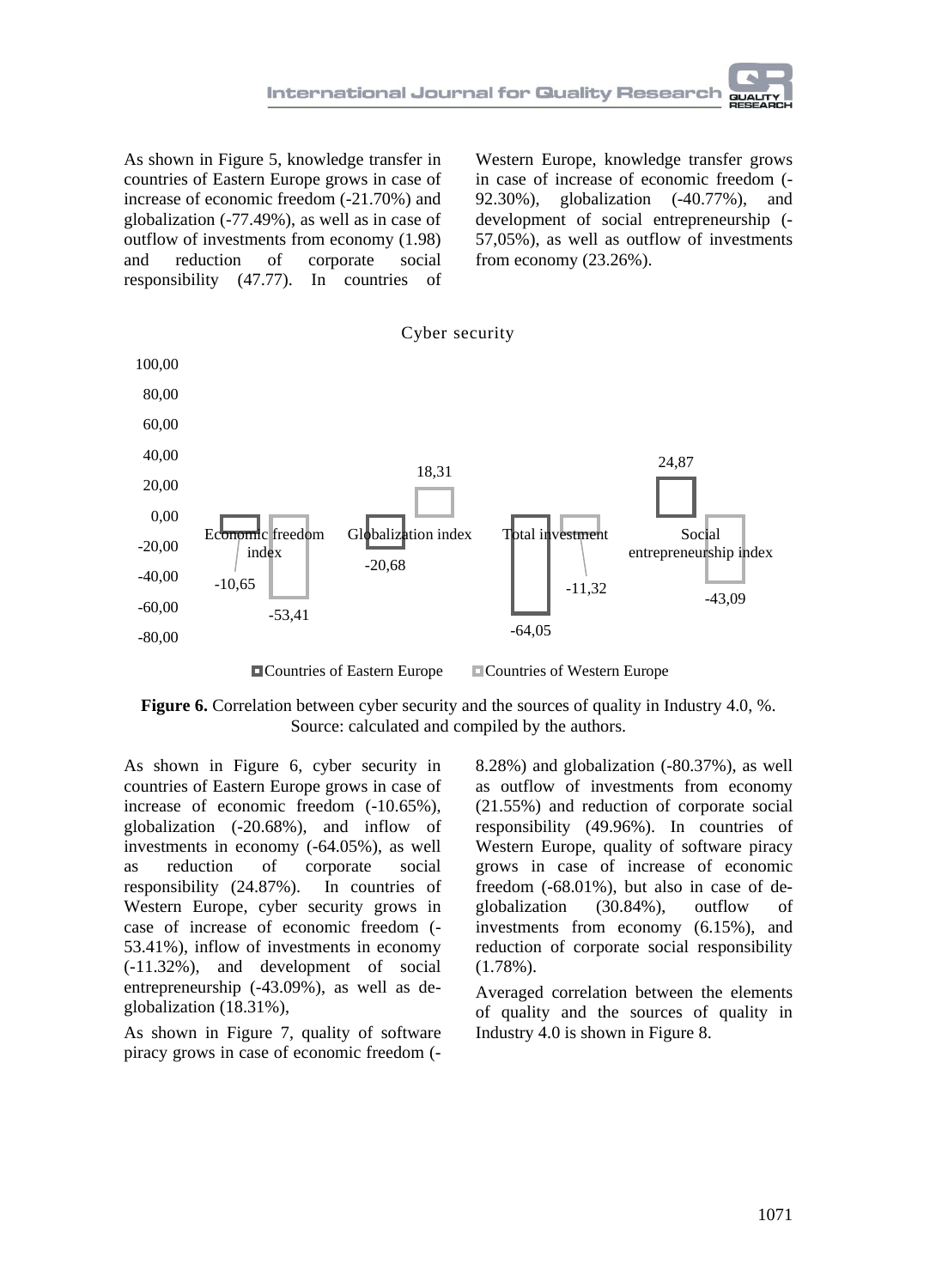As shown in Figure 5, knowledge transfer in countries of Eastern Europe grows in case of increase of economic freedom (-21.70%) and globalization (-77.49%), as well as in case of outflow of investments from economy (1.98) and reduction of corporate social responsibility (47.77). In countries of Western Europe, knowledge transfer grows in case of increase of economic freedom (-92.30%), globalization (-40.77%), and development of social entrepreneurship (-57,05%), as well as outflow of investments from economy (23.26%).

**Figure 6.** Correlation between cyber security and the sources of quality in Industry 4.0, %. Source: calculated and compiled by the authors.

| Cyber security | Countries of Eastern Europe | Countries of Western Europe |
|---|---|---|
| Economic freedom index | -10,65 | -53,41 |
| Globalization index | -20,68 | 18,31 |
| Total investment | -64,05 | -11,32 |
| Social entrepreneurship index | 24,87 | -43,09 |

As shown in Figure 6, cyber security in countries of Eastern Europe grows in case of increase of economic freedom (-10.65%), globalization (-20.68%), and inflow of investments in economy (-64.05%), as well as reduction of corporate social responsibility (24.87%). In countries of Western Europe, cyber security grows in case of increase of economic freedom (-53.41%), inflow of investments in economy (-11.32%), and development of social entrepreneurship (-43.09%), as well as de-globalization (18.31%),

As shown in Figure 7, quality of software piracy grows in case of economic freedom (-8.28%) and globalization (-80.37%), as well as outflow of investments from economy (21.55%) and reduction of corporate social responsibility (49.96%). In countries of Western Europe, quality of software piracy grows in case of increase of economic freedom (-68.01%), but also in case of de-globalization (30.84%), outflow of investments from economy (6.15%), and reduction of corporate social responsibility (1.78%).

Averaged correlation between the elements of quality and the sources of quality in Industry 4.0 is shown in Figure 8.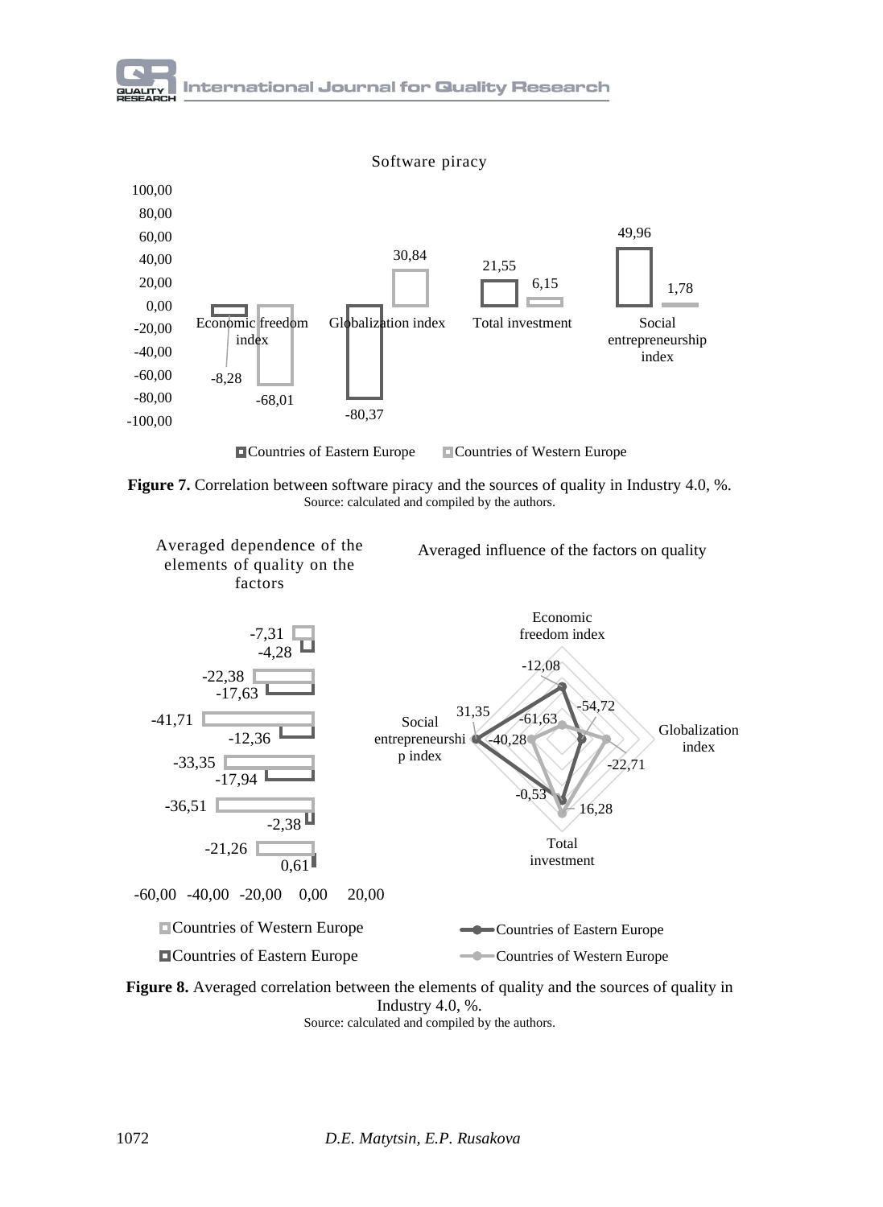Software piracy

| | Economic freedom index | Globalization index | Total investment | Social entrepreneurship index |
|---|---|---|---|---|
| Countries of Eastern Europe | -8,28 | -80,37 | 21,55 | 49,96 |
| Countries of Western Europe | -68,01 | 30,84 | 6,15 | 1,78 |

**Figure 7.** Correlation between software piracy and the sources of quality in Industry 4.0, %.
Source: calculated and compiled by the authors.

Averaged dependence of the elements of quality on the factors

| Countries of Western Europe | Countries of Eastern Europe |
|---|---|
| -7,31 | -4,28 |
| -22,38 | -17,63 |
| -41,71 | -12,36 |
| -33,35 | -17,94 |
| -36,51 | -2,38 |
| -21,26 | 0,61 |

Averaged influence of the factors on quality

| | Economic freedom index | Globalization index | Total investment | Social entrepreneurship index |
|---|---|---|---|---|
| Countries of Eastern Europe | -12,08 | -54,72 | -0,53 | 31,35 |
| Countries of Western Europe | -61,63 | -22,71 | 16,28 | -40,28 |

**Figure 8.** Averaged correlation between the elements of quality and the sources of quality in Industry 4.0, %.
Source: calculated and compiled by the authors.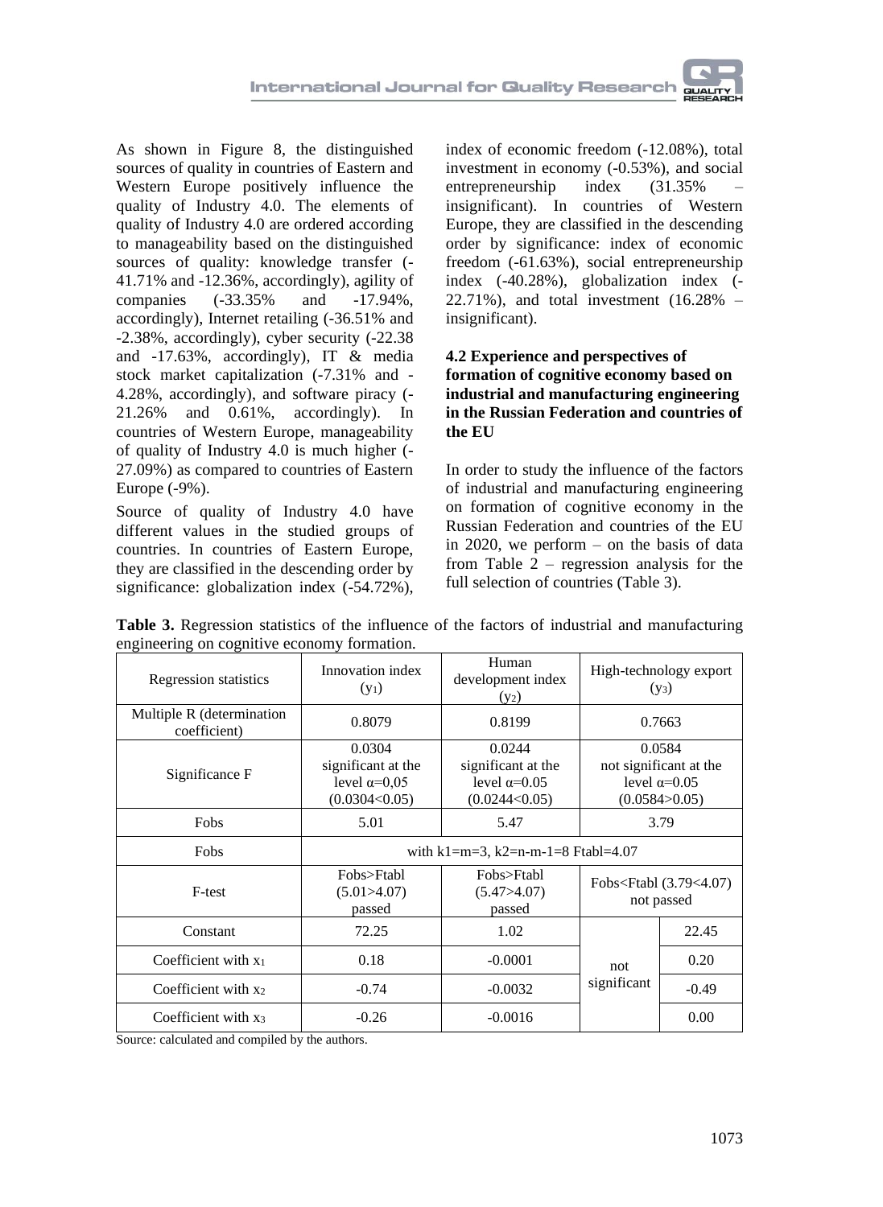As shown in Figure 8, the distinguished sources of quality in countries of Eastern and Western Europe positively influence the quality of Industry 4.0. The elements of quality of Industry 4.0 are ordered according to manageability based on the distinguished sources of quality: knowledge transfer (-41.71% and -12.36%, accordingly), agility of companies (-33.35% and -17.94%, accordingly), Internet retailing (-36.51% and -2.38%, accordingly), cyber security (-22.38 and -17.63%, accordingly), IT & media stock market capitalization (-7.31% and -4.28%, accordingly), and software piracy (-21.26% and 0.61%, accordingly). In countries of Western Europe, manageability of quality of Industry 4.0 is much higher (-27.09%) as compared to countries of Eastern Europe (-9%).

Source of quality of Industry 4.0 have different values in the studied groups of countries. In countries of Eastern Europe, they are classified in the descending order by significance: globalization index (-54.72%), index of economic freedom (-12.08%), total investment in economy (-0.53%), and social entrepreneurship index (31.35% – insignificant). In countries of Western Europe, they are classified in the descending order by significance: index of economic freedom (-61.63%), social entrepreneurship index (-40.28%), globalization index (-22.71%), and total investment (16.28% – insignificant).

## 4.2 Experience and perspectives of formation of cognitive economy based on industrial and manufacturing engineering in the Russian Federation and countries of the EU

In order to study the influence of the factors of industrial and manufacturing engineering on formation of cognitive economy in the Russian Federation and countries of the EU in 2020, we perform – on the basis of data from Table 2 – regression analysis for the full selection of countries (Table 3).

**Table 3.** Regression statistics of the influence of the factors of industrial and manufacturing engineering on cognitive economy formation.

| Regression statistics | Innovation index ($y_1$) | Human development index ($y_2$) | High-technology export ($y_3$) | |
|---|---|---|---|---|
| Multiple R (determination coefficient) | 0.8079 | 0.8199 | 0.7663 | |
| Significance F | 0.0304 significant at the level α=0,05 (0.0304<0.05) | 0.0244 significant at the level α=0.05 (0.0244<0.05) | 0.0584 not significant at the level α=0.05 (0.0584>0.05) | |
| Fobs | 5.01 | 5.47 | 3.79 | |
| Fobs | with k1=m=3, k2=n-m-1=8 Ftabl=4.07 | | | |
| F-test | Fobs>Ftabl (5.01>4.07) passed | Fobs>Ftabl (5.47>4.07) passed | Fobs<Ftabl (3.79<4.07) not passed | |
| Constant | 72.25 | 1.02 | not significant | 22.45 |
| Coefficient with $x_1$ | 0.18 | -0.0001 | | 0.20 |
| Coefficient with $x_2$ | -0.74 | -0.0032 | | -0.49 |
| Coefficient with $x_3$ | -0.26 | -0.0016 | | 0.00 |

Source: calculated and compiled by the authors.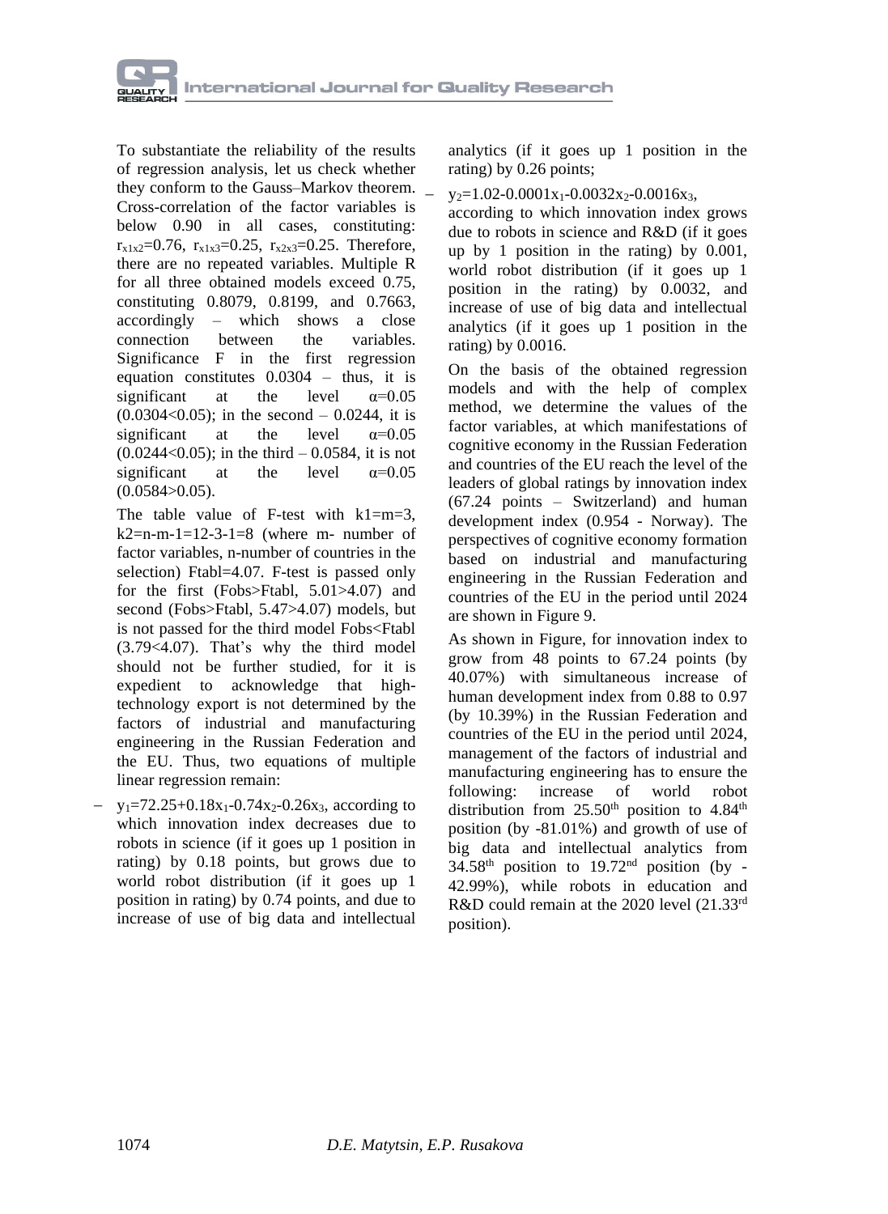To substantiate the reliability of the results of regression analysis, let us check whether they conform to the Gauss–Markov theorem. Cross-correlation of the factor variables is below 0.90 in all cases, constituting: $r_{x1x2}$=0.76, $r_{x1x3}$=0.25, $r_{x2x3}$=0.25. Therefore, there are no repeated variables. Multiple R for all three obtained models exceed 0.75, constituting 0.8079, 0.8199, and 0.7663, accordingly – which shows a close connection between the variables. Significance F in the first regression equation constitutes 0.0304 – thus, it is significant at the level $\alpha$=0.05 (0.0304<0.05); in the second – 0.0244, it is significant at the level $\alpha$=0.05 (0.0244<0.05); in the third – 0.0584, it is not significant at the level $\alpha$=0.05 (0.0584>0.05).

The table value of F-test with k1=m=3, k2=n-m-1=12-3-1=8 (where m- number of factor variables, n-number of countries in the selection) Ftabl=4.07. F-test is passed only for the first (Fobs>Ftabl, 5.01>4.07) and second (Fobs>Ftabl, 5.47>4.07) models, but is not passed for the third model Fobs<Ftabl (3.79<4.07). That's why the third model should not be further studied, for it is expedient to acknowledge that high-technology export is not determined by the factors of industrial and manufacturing engineering in the Russian Federation and the EU. Thus, two equations of multiple linear regression remain:

- $y_1=72.25+0.18x_1-0.74x_2-0.26x_3$, according to which innovation index decreases due to robots in science (if it goes up 1 position in rating) by 0.18 points, but grows due to world robot distribution (if it goes up 1 position in rating) by 0.74 points, and due to increase of use of big data and intellectual analytics (if it goes up 1 position in the rating) by 0.26 points;
- $y_2=1.02-0.0001x_1-0.0032x_2-0.0016x_3$, according to which innovation index grows due to robots in science and R&D (if it goes up by 1 position in the rating) by 0.001, world robot distribution (if it goes up 1 position in the rating) by 0.0032, and increase of use of big data and intellectual analytics (if it goes up 1 position in the rating) by 0.0016.

On the basis of the obtained regression models and with the help of complex method, we determine the values of the factor variables, at which manifestations of cognitive economy in the Russian Federation and countries of the EU reach the level of the leaders of global ratings by innovation index (67.24 points – Switzerland) and human development index (0.954 - Norway). The perspectives of cognitive economy formation based on industrial and manufacturing engineering in the Russian Federation and countries of the EU in the period until 2024 are shown in Figure 9.

As shown in Figure, for innovation index to grow from 48 points to 67.24 points (by 40.07%) with simultaneous increase of human development index from 0.88 to 0.97 (by 10.39%) in the Russian Federation and countries of the EU in the period until 2024, management of the factors of industrial and manufacturing engineering has to ensure the following: increase of world robot distribution from 25.50th position to 4.84th position (by -81.01%) and growth of use of big data and intellectual analytics from 34.58th position to 19.72nd position (by -42.99%), while robots in education and R&D could remain at the 2020 level (21.33rd position).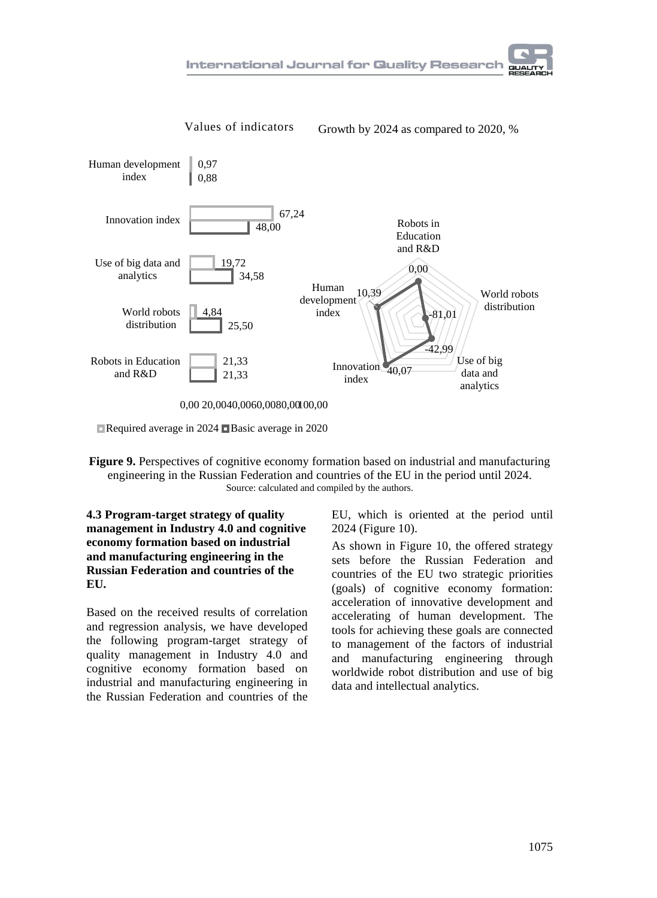Values of indicators

| Indicator | Required average in 2024 | Basic average in 2020 |
|---|---|---|
| Human development index | 0,97 | 0,88 |
| Innovation index | 67,24 | 48,00 |
| Use of big data and analytics | 19,72 | 34,58 |
| World robots distribution | 4,84 | 25,50 |
| Robots in Education and R&D | 21,33 | 21,33 |

Growth by 2024 as compared to 2020, %

| Indicator | Growth, % |
|---|---|
| Robots in Education and R&D | 0,00 |
| World robots distribution | -81,01 |
| Use of big data and analytics | -42,99 |
| Innovation index | 40,07 |
| Human development index | 10,39 |

**Figure 9.** Perspectives of cognitive economy formation based on industrial and manufacturing engineering in the Russian Federation and countries of the EU in the period until 2024.
Source: calculated and compiled by the authors.

### 4.3 Program-target strategy of quality management in Industry 4.0 and cognitive economy formation based on industrial and manufacturing engineering in the Russian Federation and countries of the EU.

Based on the received results of correlation and regression analysis, we have developed the following program-target strategy of quality management in Industry 4.0 and cognitive economy formation based on industrial and manufacturing engineering in the Russian Federation and countries of the EU, which is oriented at the period until 2024 (Figure 10).

As shown in Figure 10, the offered strategy sets before the Russian Federation and countries of the EU two strategic priorities (goals) of cognitive economy formation: acceleration of innovative development and accelerating of human development. The tools for achieving these goals are connected to management of the factors of industrial and manufacturing engineering through worldwide robot distribution and use of big data and intellectual analytics.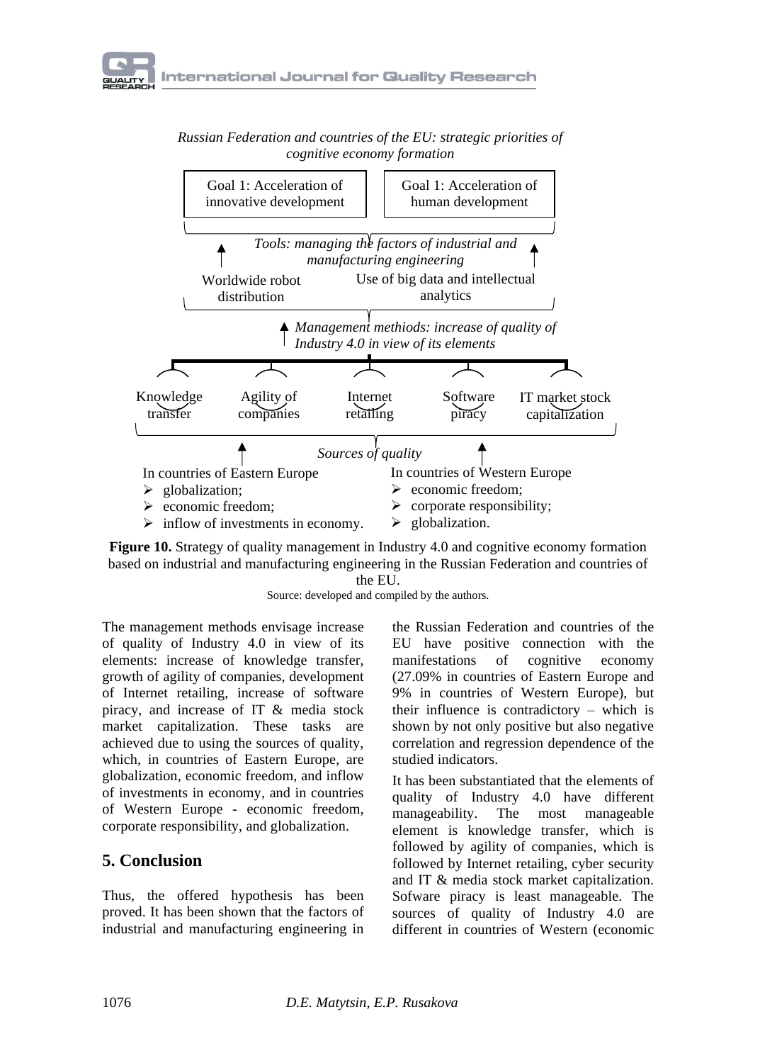*Russian Federation and countries of the EU: strategic priorities of cognitive economy formation*

Goal 1: Acceleration of innovative development

Goal 1: Acceleration of human development

*Tools: managing the factors of industrial and manufacturing engineering*

Worldwide robot distribution

Use of big data and intellectual analytics

*Management methiods: increase of quality of Industry 4.0 in view of its elements*

Knowledge transfer

Agility of companies

Internet retailing

Software piracy

IT market stock capitalization

*Sources of quality*

In countries of Eastern Europe
- globalization;
- economic freedom;
- inflow of investments in economy.

In countries of Western Europe
- economic freedom;
- corporate responsibility;
- globalization.

**Figure 10.** Strategy of quality management in Industry 4.0 and cognitive economy formation based on industrial and manufacturing engineering in the Russian Federation and countries of the EU.

Source: developed and compiled by the authors.

The management methods envisage increase of quality of Industry 4.0 in view of its elements: increase of knowledge transfer, growth of agility of companies, development of Internet retailing, increase of software piracy, and increase of IT & media stock market capitalization. These tasks are achieved due to using the sources of quality, which, in countries of Eastern Europe, are globalization, economic freedom, and inflow of investments in economy, and in countries of Western Europe - economic freedom, corporate responsibility, and globalization.

## 5. Conclusion

Thus, the offered hypothesis has been proved. It has been shown that the factors of industrial and manufacturing engineering in the Russian Federation and countries of the EU have positive connection with the manifestations of cognitive economy (27.09% in countries of Eastern Europe and 9% in countries of Western Europe), but their influence is contradictory – which is shown by not only positive but also negative correlation and regression dependence of the studied indicators.

It has been substantiated that the elements of quality of Industry 4.0 have different manageability. The most manageable element is knowledge transfer, which is followed by agility of companies, which is followed by Internet retailing, cyber security and IT & media stock market capitalization. Sofware piracy is least manageable. The sources of quality of Industry 4.0 are different in countries of Western (economic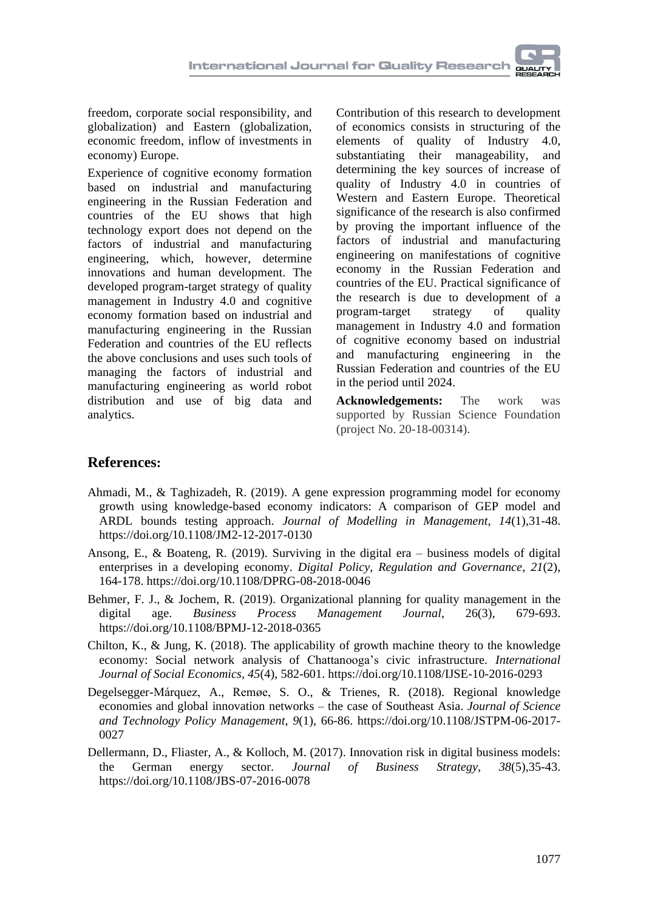freedom, corporate social responsibility, and globalization) and Eastern (globalization, economic freedom, inflow of investments in economy) Europe.

Experience of cognitive economy formation based on industrial and manufacturing engineering in the Russian Federation and countries of the EU shows that high technology export does not depend on the factors of industrial and manufacturing engineering, which, however, determine innovations and human development. The developed program-target strategy of quality management in Industry 4.0 and cognitive economy formation based on industrial and manufacturing engineering in the Russian Federation and countries of the EU reflects the above conclusions and uses such tools of managing the factors of industrial and manufacturing engineering as world robot distribution and use of big data and analytics.

Contribution of this research to development of economics consists in structuring of the elements of quality of Industry 4.0, substantiating their manageability, and determining the key sources of increase of quality of Industry 4.0 in countries of Western and Eastern Europe. Theoretical significance of the research is also confirmed by proving the important influence of the factors of industrial and manufacturing engineering on manifestations of cognitive economy in the Russian Federation and countries of the EU. Practical significance of the research is due to development of a program-target strategy of quality management in Industry 4.0 and formation of cognitive economy based on industrial and manufacturing engineering in the Russian Federation and countries of the EU in the period until 2024.

**Acknowledgements:** The work was supported by Russian Science Foundation (project No. 20-18-00314).

## References:

Ahmadi, M., & Taghizadeh, R. (2019). A gene expression programming model for economy growth using knowledge-based economy indicators: A comparison of GEP model and ARDL bounds testing approach. *Journal of Modelling in Management*, *14*(1),31-48. https://doi.org/10.1108/JM2-12-2017-0130

Ansong, E., & Boateng, R. (2019). Surviving in the digital era – business models of digital enterprises in a developing economy. *Digital Policy, Regulation and Governance*, *21*(2), 164-178. https://doi.org/10.1108/DPRG-08-2018-0046

Behmer, F. J., & Jochem, R. (2019). Organizational planning for quality management in the digital age. *Business Process Management Journal*, 26(3), 679-693. https://doi.org/10.1108/BPMJ-12-2018-0365

Chilton, K., & Jung, K. (2018). The applicability of growth machine theory to the knowledge economy: Social network analysis of Chattanooga's civic infrastructure. *International Journal of Social Economics*, *45*(4), 582-601. https://doi.org/10.1108/IJSE-10-2016-0293

Degelsegger-Márquez, A., Remøe, S. O., & Trienes, R. (2018). Regional knowledge economies and global innovation networks – the case of Southeast Asia. *Journal of Science and Technology Policy Management*, *9*(1), 66-86. https://doi.org/10.1108/JSTPM-06-2017-0027

Dellermann, D., Fliaster, A., & Kolloch, M. (2017). Innovation risk in digital business models: the German energy sector. *Journal of Business Strategy*, *38*(5),35-43. https://doi.org/10.1108/JBS-07-2016-0078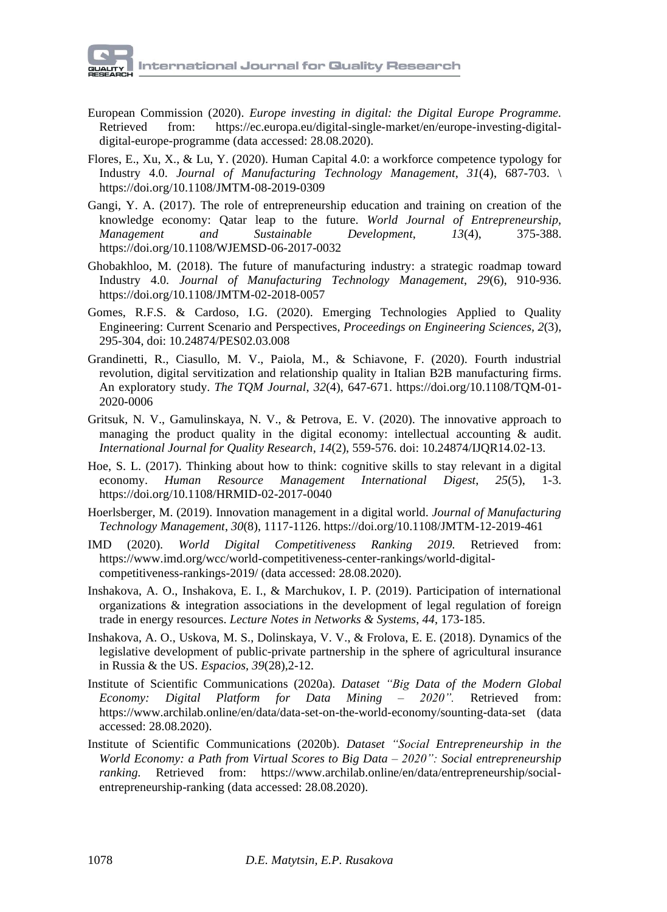European Commission (2020). *Europe investing in digital: the Digital Europe Programme.* Retrieved from: https://ec.europa.eu/digital-single-market/en/europe-investing-digital-digital-europe-programme (data accessed: 28.08.2020).

Flores, E., Xu, X., & Lu, Y. (2020). Human Capital 4.0: a workforce competence typology for Industry 4.0. *Journal of Manufacturing Technology Management*, *31*(4), 687-703. \ https://doi.org/10.1108/JMTM-08-2019-0309

Gangi, Y. A. (2017). The role of entrepreneurship education and training on creation of the knowledge economy: Qatar leap to the future. *World Journal of Entrepreneurship, Management and Sustainable Development*, *13*(4), 375-388. https://doi.org/10.1108/WJEMSD-06-2017-0032

Ghobakhloo, M. (2018). The future of manufacturing industry: a strategic roadmap toward Industry 4.0. *Journal of Manufacturing Technology Management*, *29*(6), 910-936. https://doi.org/10.1108/JMTM-02-2018-0057

Gomes, R.F.S. & Cardoso, I.G. (2020). Emerging Technologies Applied to Quality Engineering: Current Scenario and Perspectives, *Proceedings on Engineering Sciences*, *2*(3), 295-304, doi: 10.24874/PES02.03.008

Grandinetti, R., Ciasullo, M. V., Paiola, M., & Schiavone, F. (2020). Fourth industrial revolution, digital servitization and relationship quality in Italian B2B manufacturing firms. An exploratory study. *The TQM Journal*, *32*(4), 647-671. https://doi.org/10.1108/TQM-01-2020-0006

Gritsuk, N. V., Gamulinskaya, N. V., & Petrova, E. V. (2020). The innovative approach to managing the product quality in the digital economy: intellectual accounting & audit. *International Journal for Quality Research*, *14*(2), 559-576. doi: 10.24874/IJQR14.02-13.

Hoe, S. L. (2017). Thinking about how to think: cognitive skills to stay relevant in a digital economy. *Human Resource Management International Digest*, *25*(5), 1-3. https://doi.org/10.1108/HRMID-02-2017-0040

Hoerlsberger, M. (2019). Innovation management in a digital world. *Journal of Manufacturing Technology Management*, *30*(8), 1117-1126. https://doi.org/10.1108/JMTM-12-2019-461

IMD (2020). *World Digital Competitiveness Ranking 2019.* Retrieved from: https://www.imd.org/wcc/world-competitiveness-center-rankings/world-digital-competitiveness-rankings-2019/ (data accessed: 28.08.2020).

Inshakova, A. O., Inshakova, E. I., & Marchukov, I. P. (2019). Participation of international organizations & integration associations in the development of legal regulation of foreign trade in energy resources. *Lecture Notes in Networks & Systems*, *44*, 173-185.

Inshakova, A. O., Uskova, M. S., Dolinskaya, V. V., & Frolova, E. E. (2018). Dynamics of the legislative development of public-private partnership in the sphere of agricultural insurance in Russia & the US. *Espacios*, *39*(28),2-12.

Institute of Scientific Communications (2020a). *Dataset "Big Data of the Modern Global Economy: Digital Platform for Data Mining – 2020".* Retrieved from: https://www.archilab.online/en/data/data-set-on-the-world-economy/sounting-data-set (data accessed: 28.08.2020).

Institute of Scientific Communications (2020b). *Dataset "Social Entrepreneurship in the World Economy: a Path from Virtual Scores to Big Data – 2020": Social entrepreneurship ranking.* Retrieved from: https://www.archilab.online/en/data/entrepreneurship/social-entrepreneurship-ranking (data accessed: 28.08.2020).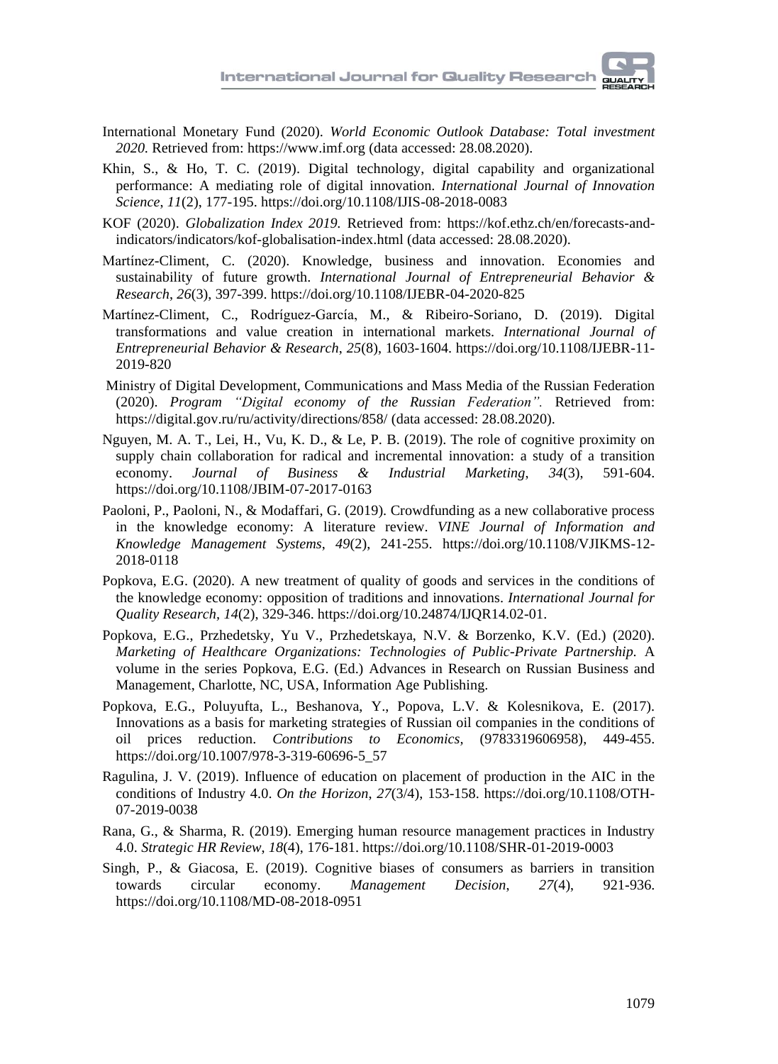International Monetary Fund (2020). *World Economic Outlook Database: Total investment 2020.* Retrieved from: https://www.imf.org (data accessed: 28.08.2020).

Khin, S., & Ho, T. C. (2019). Digital technology, digital capability and organizational performance: A mediating role of digital innovation. *International Journal of Innovation Science*, *11*(2), 177-195. https://doi.org/10.1108/IJIS-08-2018-0083

KOF (2020). *Globalization Index 2019.* Retrieved from: https://kof.ethz.ch/en/forecasts-and-indicators/indicators/kof-globalisation-index.html (data accessed: 28.08.2020).

Martínez-Climent, C. (2020). Knowledge, business and innovation. Economies and sustainability of future growth. *International Journal of Entrepreneurial Behavior & Research*, *26*(3), 397-399. https://doi.org/10.1108/IJEBR-04-2020-825

Martínez-Climent, C., Rodríguez-García, M., & Ribeiro-Soriano, D. (2019). Digital transformations and value creation in international markets. *International Journal of Entrepreneurial Behavior & Research*, *25*(8), 1603-1604. https://doi.org/10.1108/IJEBR-11-2019-820

Ministry of Digital Development, Communications and Mass Media of the Russian Federation (2020). *Program "Digital economy of the Russian Federation".* Retrieved from: https://digital.gov.ru/ru/activity/directions/858/ (data accessed: 28.08.2020).

Nguyen, M. A. T., Lei, H., Vu, K. D., & Le, P. B. (2019). The role of cognitive proximity on supply chain collaboration for radical and incremental innovation: a study of a transition economy. *Journal of Business & Industrial Marketing*, *34*(3), 591-604. https://doi.org/10.1108/JBIM-07-2017-0163

Paoloni, P., Paoloni, N., & Modaffari, G. (2019). Crowdfunding as a new collaborative process in the knowledge economy: A literature review. *VINE Journal of Information and Knowledge Management Systems*, *49*(2), 241-255. https://doi.org/10.1108/VJIKMS-12-2018-0118

Popkova, E.G. (2020). A new treatment of quality of goods and services in the conditions of the knowledge economy: opposition of traditions and innovations. *International Journal for Quality Research*, *14*(2), 329-346. https://doi.org/10.24874/IJQR14.02-01.

Popkova, E.G., Przhedetsky, Yu V., Przhedetskaya, N.V. & Borzenko, K.V. (Ed.) (2020). *Marketing of Healthcare Organizations: Technologies of Public-Private Partnership.* A volume in the series Popkova, E.G. (Ed.) Advances in Research on Russian Business and Management, Charlotte, NC, USA, Information Age Publishing.

Popkova, E.G., Poluyufta, L., Beshanova, Y., Popova, L.V. & Kolesnikova, E. (2017). Innovations as a basis for marketing strategies of Russian oil companies in the conditions of oil prices reduction. *Contributions to Economics*, (9783319606958), 449-455. https://doi.org/10.1007/978-3-319-60696-5_57

Ragulina, J. V. (2019). Influence of education on placement of production in the AIC in the conditions of Industry 4.0. *On the Horizon*, *27*(3/4), 153-158. https://doi.org/10.1108/OTH-07-2019-0038

Rana, G., & Sharma, R. (2019). Emerging human resource management practices in Industry 4.0. *Strategic HR Review*, *18*(4), 176-181. https://doi.org/10.1108/SHR-01-2019-0003

Singh, P., & Giacosa, E. (2019). Cognitive biases of consumers as barriers in transition towards circular economy. *Management Decision*, *27*(4), 921-936. https://doi.org/10.1108/MD-08-2018-0951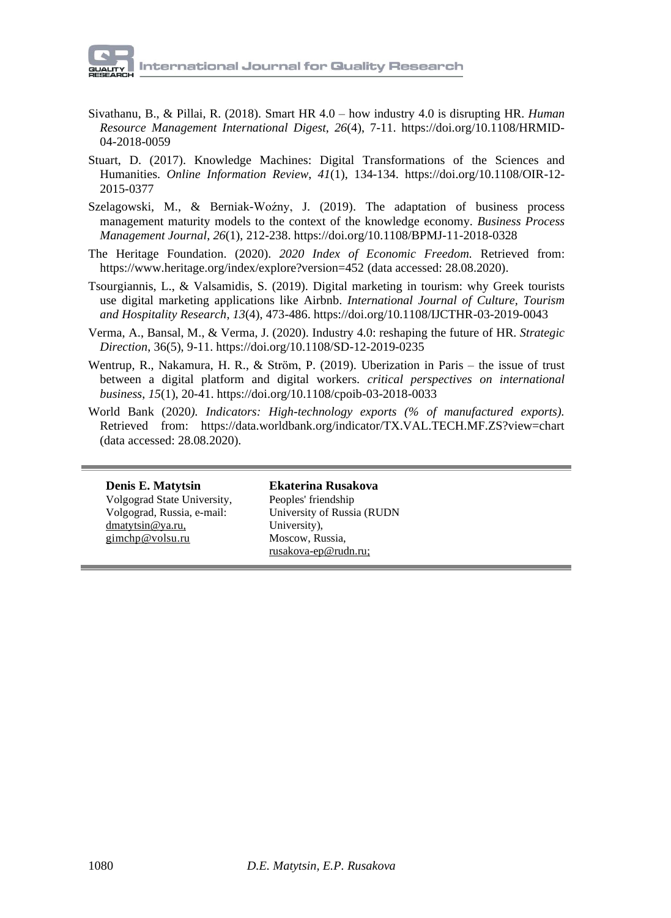Sivathanu, B., & Pillai, R. (2018). Smart HR 4.0 – how industry 4.0 is disrupting HR. *Human Resource Management International Digest*, *26*(4), 7-11. https://doi.org/10.1108/HRMID-04-2018-0059

Stuart, D. (2017). Knowledge Machines: Digital Transformations of the Sciences and Humanities. *Online Information Review*, *41*(1), 134-134. https://doi.org/10.1108/OIR-12-2015-0377

Szelagowski, M., & Berniak-Woźny, J. (2019). The adaptation of business process management maturity models to the context of the knowledge economy. *Business Process Management Journal*, *26*(1), 212-238. https://doi.org/10.1108/BPMJ-11-2018-0328

The Heritage Foundation. (2020). *2020 Index of Economic Freedom.* Retrieved from: https://www.heritage.org/index/explore?version=452 (data accessed: 28.08.2020).

Tsourgiannis, L., & Valsamidis, S. (2019). Digital marketing in tourism: why Greek tourists use digital marketing applications like Airbnb. *International Journal of Culture, Tourism and Hospitality Research*, *13*(4), 473-486. https://doi.org/10.1108/IJCTHR-03-2019-0043

Verma, A., Bansal, M., & Verma, J. (2020). Industry 4.0: reshaping the future of HR. *Strategic Direction*, 36(5), 9-11. https://doi.org/10.1108/SD-12-2019-0235

Wentrup, R., Nakamura, H. R., & Ström, P. (2019). Uberization in Paris – the issue of trust between a digital platform and digital workers. *critical perspectives on international business*, *15*(1), 20-41. https://doi.org/10.1108/cpoib-03-2018-0033

World Bank (2020). *Indicators: High-technology exports (% of manufactured exports).* Retrieved from: https://data.worldbank.org/indicator/TX.VAL.TECH.MF.ZS?view=chart (data accessed: 28.08.2020).

---

**Denis E. Matytsin**
Volgograd State University,
Volgograd, Russia, e-mail:
dmatytsin@ya.ru,
gimchp@volsu.ru

**Ekaterina Rusakova**
Peoples' friendship
University of Russia (RUDN
University),
Moscow, Russia,
rusakova-ep@rudn.ru;